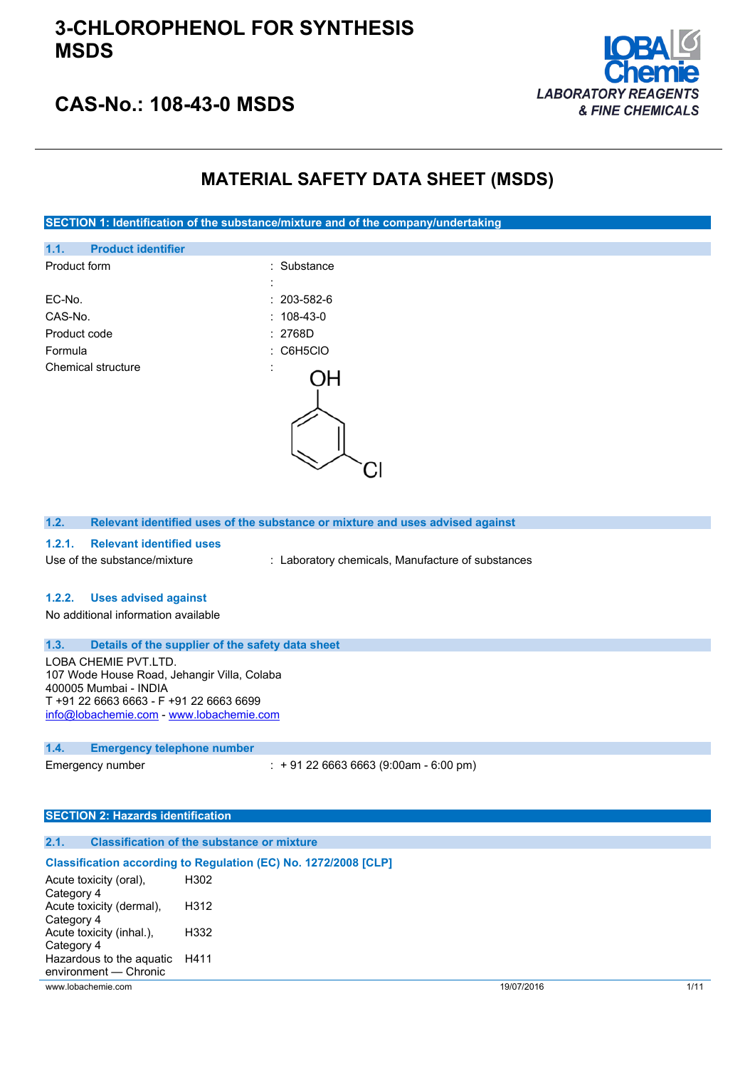# 3-CHLOROPHENOL FOR SYNTHESIS MSDS

## CAS-No.: 108-43-0 MSDS

LOBA Chemie
LABORATORY REAGENTS & FINE CHEMICALS

# MATERIAL SAFETY DATA SHEET (MSDS)

## SECTION 1: Identification of the substance/mixture and of the company/undertaking

### 1.1. Product identifier

| | |
|---|---|
| Product form | : Substance |
| | : |
| EC-No. | : 203-582-6 |
| CAS-No. | : 108-43-0 |
| Product code | : 2768D |
| Formula | : C6H5ClO |
| Chemical structure | : |

### 1.2. Relevant identified uses of the substance or mixture and uses advised against

#### 1.2.1. Relevant identified uses

Use of the substance/mixture : Laboratory chemicals, Manufacture of substances

#### 1.2.2. Uses advised against

No additional information available

### 1.3. Details of the supplier of the safety data sheet

LOBA CHEMIE PVT.LTD.
107 Wode House Road, Jehangir Villa, Colaba
400005 Mumbai - INDIA
T +91 22 6663 6663 - F +91 22 6663 6699
info@lobachemie.com - www.lobachemie.com

### 1.4. Emergency telephone number

Emergency number : + 91 22 6663 6663 (9:00am - 6:00 pm)

## SECTION 2: Hazards identification

### 2.1. Classification of the substance or mixture

**Classification according to Regulation (EC) No. 1272/2008 [CLP]**

| | |
|---|---|
| Acute toxicity (oral), Category 4 | H302 |
| Acute toxicity (dermal), Category 4 | H312 |
| Acute toxicity (inhal.), Category 4 | H332 |
| Hazardous to the aquatic environment — Chronic | H411 |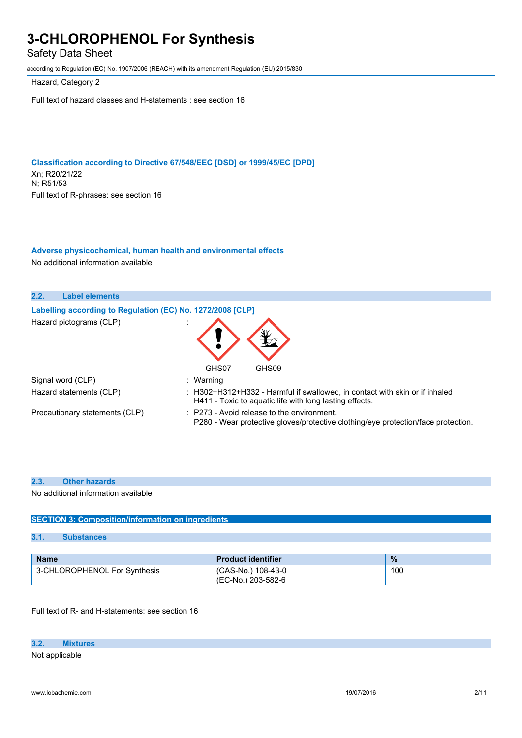Hazard, Category 2

Full text of hazard classes and H-statements : see section 16

**Classification according to Directive 67/548/EEC [DSD] or 1999/45/EC [DPD]**

Xn; R20/21/22
N; R51/53
Full text of R-phrases: see section 16

**Adverse physicochemical, human health and environmental effects**

No additional information available

### 2.2. Label elements

**Labelling according to Regulation (EC) No. 1272/2008 [CLP]**

Hazard pictograms (CLP) :

GHS07 GHS09

Signal word (CLP) : Warning

Hazard statements (CLP) : H302+H312+H332 - Harmful if swallowed, in contact with skin or if inhaled
H411 - Toxic to aquatic life with long lasting effects.

Precautionary statements (CLP) : P273 - Avoid release to the environment.
P280 - Wear protective gloves/protective clothing/eye protection/face protection.

### 2.3. Other hazards

No additional information available

## SECTION 3: Composition/information on ingredients

### 3.1. Substances

| Name | Product identifier | % |
|---|---|---|
| 3-CHLOROPHENOL For Synthesis | (CAS-No.) 108-43-0<br>(EC-No.) 203-582-6 | 100 |

Full text of R- and H-statements: see section 16

### 3.2. Mixtures

Not applicable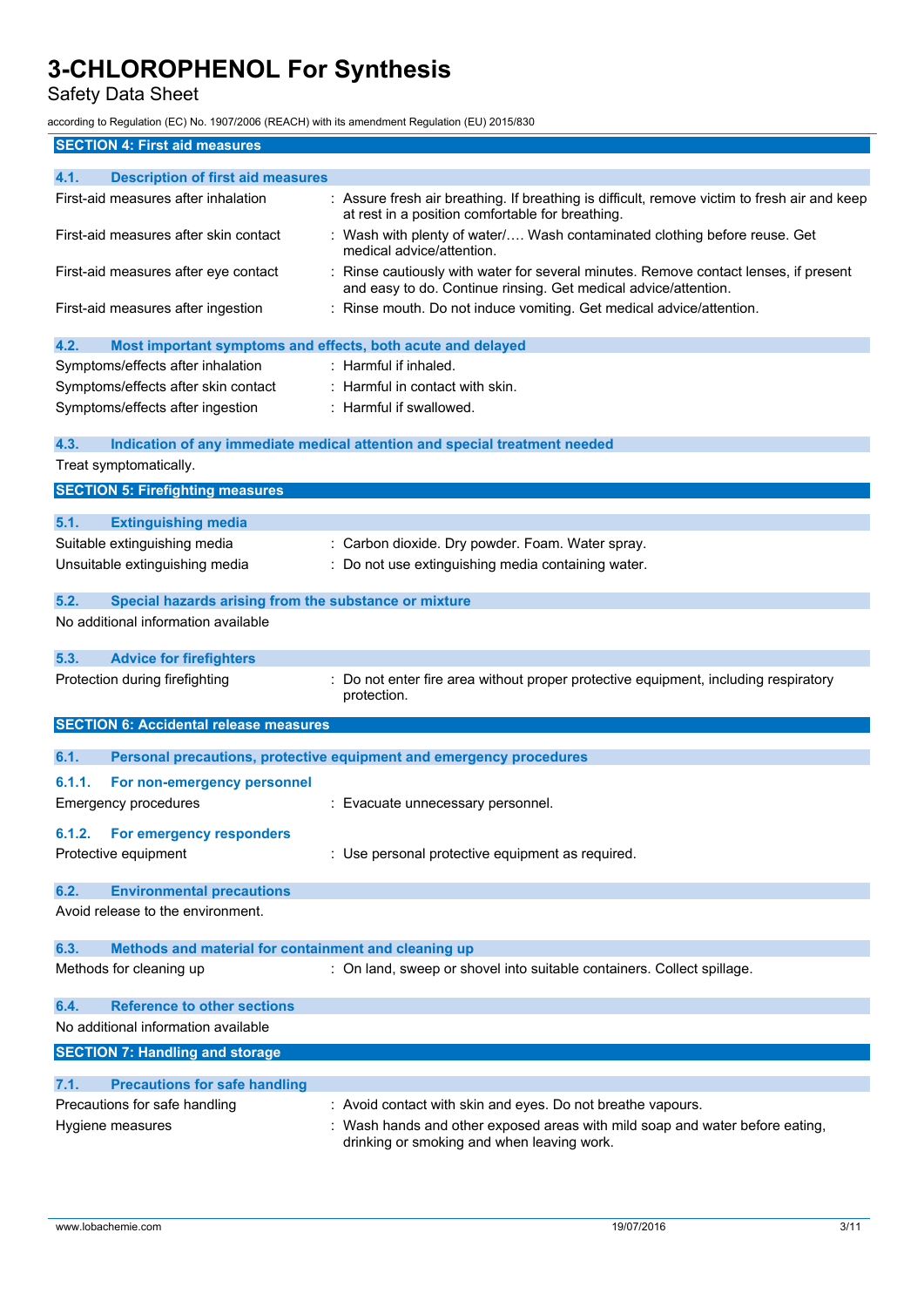## SECTION 4: First aid measures

### 4.1. Description of first aid measures

| | |
|---|---|
| First-aid measures after inhalation | : Assure fresh air breathing. If breathing is difficult, remove victim to fresh air and keep at rest in a position comfortable for breathing. |
| First-aid measures after skin contact | : Wash with plenty of water/…. Wash contaminated clothing before reuse. Get medical advice/attention. |
| First-aid measures after eye contact | : Rinse cautiously with water for several minutes. Remove contact lenses, if present and easy to do. Continue rinsing. Get medical advice/attention. |
| First-aid measures after ingestion | : Rinse mouth. Do not induce vomiting. Get medical advice/attention. |

### 4.2. Most important symptoms and effects, both acute and delayed

| | |
|---|---|
| Symptoms/effects after inhalation | : Harmful if inhaled. |
| Symptoms/effects after skin contact | : Harmful in contact with skin. |
| Symptoms/effects after ingestion | : Harmful if swallowed. |

### 4.3. Indication of any immediate medical attention and special treatment needed

Treat symptomatically.

## SECTION 5: Firefighting measures

### 5.1. Extinguishing media

| | |
|---|---|
| Suitable extinguishing media | : Carbon dioxide. Dry powder. Foam. Water spray. |
| Unsuitable extinguishing media | : Do not use extinguishing media containing water. |

### 5.2. Special hazards arising from the substance or mixture

No additional information available

### 5.3. Advice for firefighters

| | |
|---|---|
| Protection during firefighting | : Do not enter fire area without proper protective equipment, including respiratory protection. |

## SECTION 6: Accidental release measures

### 6.1. Personal precautions, protective equipment and emergency procedures

#### 6.1.1. For non-emergency personnel

| | |
|---|---|
| Emergency procedures | : Evacuate unnecessary personnel. |

#### 6.1.2. For emergency responders

| | |
|---|---|
| Protective equipment | : Use personal protective equipment as required. |

### 6.2. Environmental precautions

Avoid release to the environment.

### 6.3. Methods and material for containment and cleaning up

| | |
|---|---|
| Methods for cleaning up | : On land, sweep or shovel into suitable containers. Collect spillage. |

### 6.4. Reference to other sections

No additional information available

## SECTION 7: Handling and storage

### 7.1. Precautions for safe handling

| | |
|---|---|
| Precautions for safe handling | : Avoid contact with skin and eyes. Do not breathe vapours. |
| Hygiene measures | : Wash hands and other exposed areas with mild soap and water before eating, drinking or smoking and when leaving work. |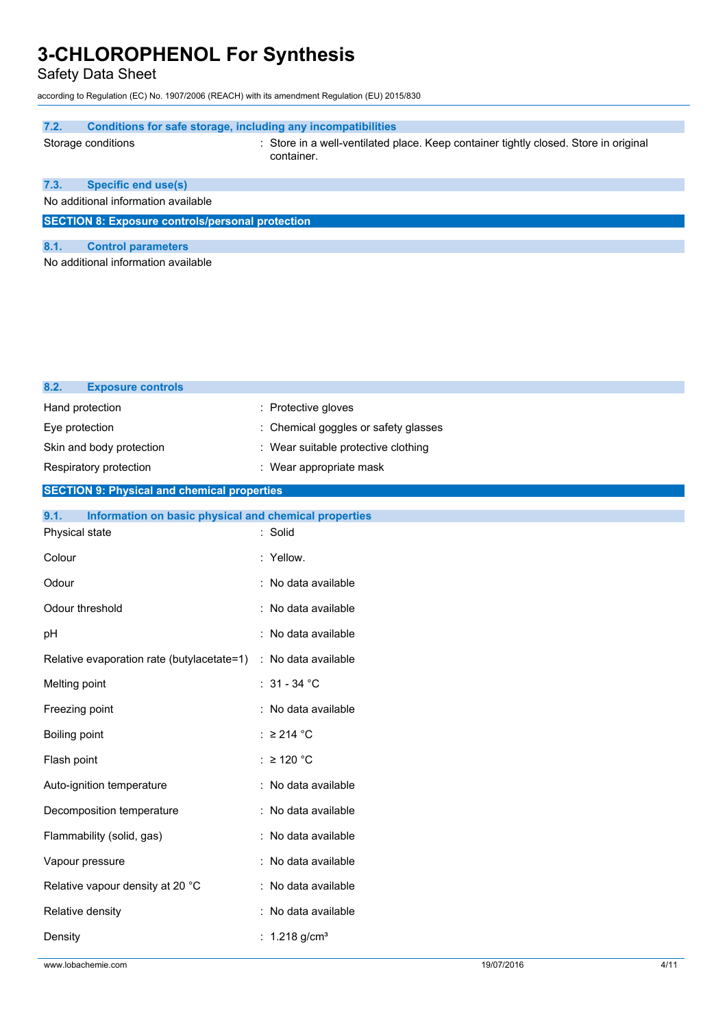### 7.2. Conditions for safe storage, including any incompatibilities

| | |
|---|---|
| Storage conditions | : Store in a well-ventilated place. Keep container tightly closed. Store in original container. |

### 7.3. Specific end use(s)

No additional information available

## SECTION 8: Exposure controls/personal protection

### 8.1. Control parameters

No additional information available

### 8.2. Exposure controls

| | |
|---|---|
| Hand protection | : Protective gloves |
| Eye protection | : Chemical goggles or safety glasses |
| Skin and body protection | : Wear suitable protective clothing |
| Respiratory protection | : Wear appropriate mask |

## SECTION 9: Physical and chemical properties

### 9.1. Information on basic physical and chemical properties

| | |
|---|---|
| Physical state | : Solid |
| Colour | : Yellow. |
| Odour | : No data available |
| Odour threshold | : No data available |
| pH | : No data available |
| Relative evaporation rate (butylacetate=1) | : No data available |
| Melting point | : 31 - 34 °C |
| Freezing point | : No data available |
| Boiling point | : ≥ 214 °C |
| Flash point | : ≥ 120 °C |
| Auto-ignition temperature | : No data available |
| Decomposition temperature | : No data available |
| Flammability (solid, gas) | : No data available |
| Vapour pressure | : No data available |
| Relative vapour density at 20 °C | : No data available |
| Relative density | : No data available |
| Density | : 1.218 g/cm³ |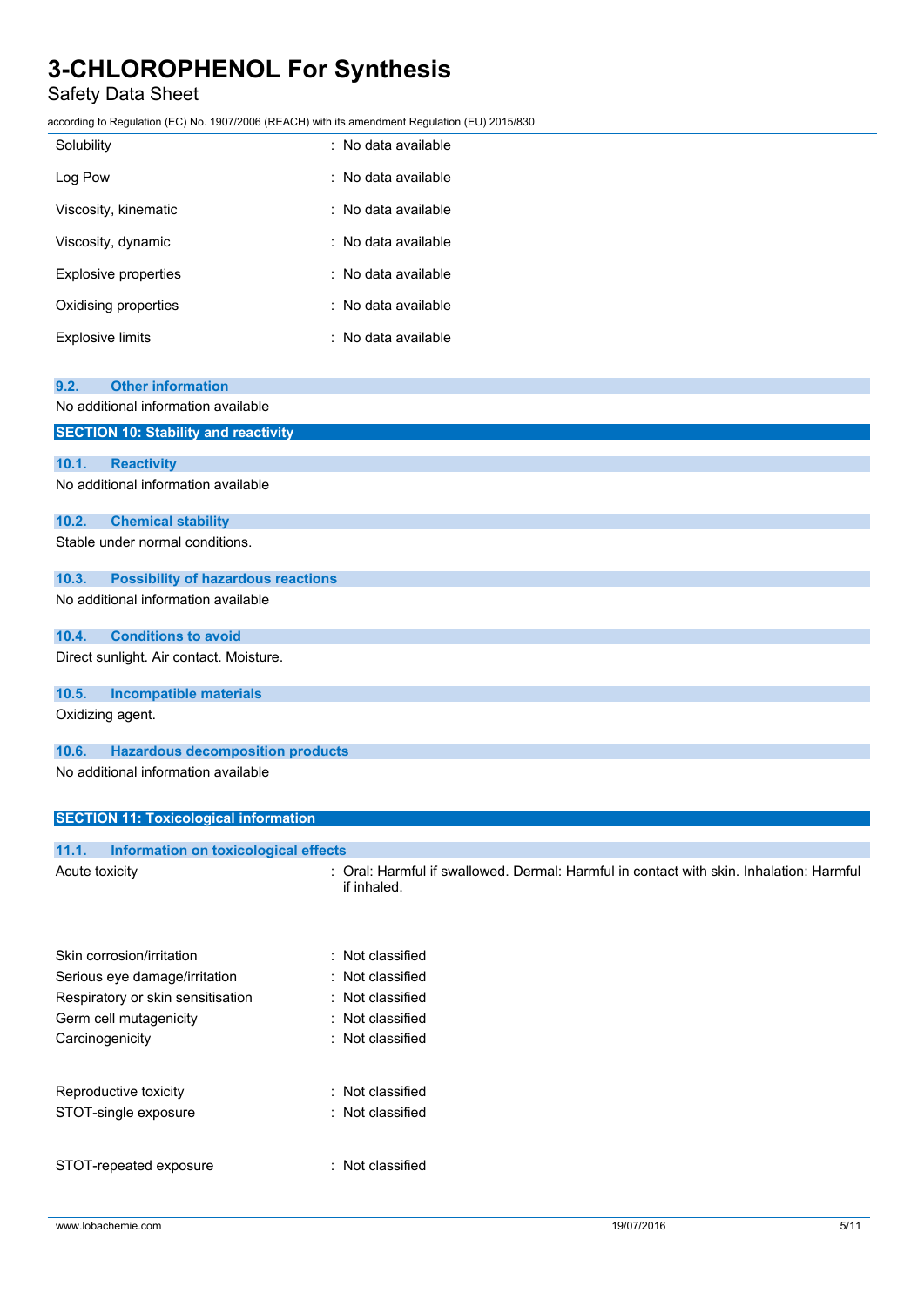| | |
|---|---|
| Solubility | : No data available |
| Log Pow | : No data available |
| Viscosity, kinematic | : No data available |
| Viscosity, dynamic | : No data available |
| Explosive properties | : No data available |
| Oxidising properties | : No data available |
| Explosive limits | : No data available |

### 9.2. Other information

No additional information available

## SECTION 10: Stability and reactivity

### 10.1. Reactivity

No additional information available

### 10.2. Chemical stability

Stable under normal conditions.

### 10.3. Possibility of hazardous reactions

No additional information available

### 10.4. Conditions to avoid

Direct sunlight. Air contact. Moisture.

### 10.5. Incompatible materials

Oxidizing agent.

### 10.6. Hazardous decomposition products

No additional information available

## SECTION 11: Toxicological information

### 11.1. Information on toxicological effects

| | |
|---|---|
| Acute toxicity | : Oral: Harmful if swallowed. Dermal: Harmful in contact with skin. Inhalation: Harmful if inhaled. |
| Skin corrosion/irritation | : Not classified |
| Serious eye damage/irritation | : Not classified |
| Respiratory or skin sensitisation | : Not classified |
| Germ cell mutagenicity | : Not classified |
| Carcinogenicity | : Not classified |
| Reproductive toxicity | : Not classified |
| STOT-single exposure | : Not classified |
| STOT-repeated exposure | : Not classified |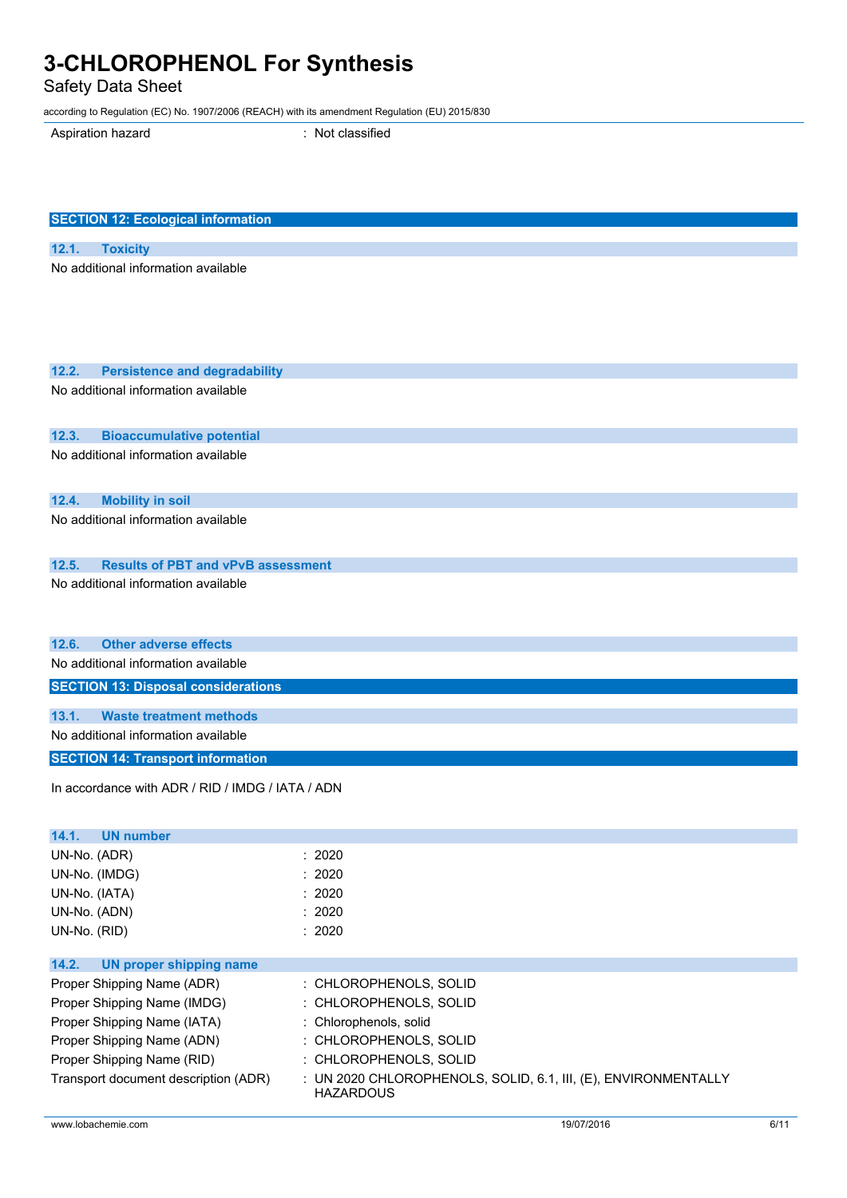Aspiration hazard : Not classified

## SECTION 12: Ecological information

### 12.1. Toxicity

No additional information available

### 12.2. Persistence and degradability

No additional information available

### 12.3. Bioaccumulative potential

No additional information available

### 12.4. Mobility in soil

No additional information available

### 12.5. Results of PBT and vPvB assessment

No additional information available

### 12.6. Other adverse effects

No additional information available

## SECTION 13: Disposal considerations

### 13.1. Waste treatment methods

No additional information available

## SECTION 14: Transport information

In accordance with ADR / RID / IMDG / IATA / ADN

### 14.1. UN number

| | |
|---|---|
| UN-No. (ADR) | : 2020 |
| UN-No. (IMDG) | : 2020 |
| UN-No. (IATA) | : 2020 |
| UN-No. (ADN) | : 2020 |
| UN-No. (RID) | : 2020 |

### 14.2. UN proper shipping name

| | |
|---|---|
| Proper Shipping Name (ADR) | : CHLOROPHENOLS, SOLID |
| Proper Shipping Name (IMDG) | : CHLOROPHENOLS, SOLID |
| Proper Shipping Name (IATA) | : Chlorophenols, solid |
| Proper Shipping Name (ADN) | : CHLOROPHENOLS, SOLID |
| Proper Shipping Name (RID) | : CHLOROPHENOLS, SOLID |
| Transport document description (ADR) | : UN 2020 CHLOROPHENOLS, SOLID, 6.1, III, (E), ENVIRONMENTALLY HAZARDOUS |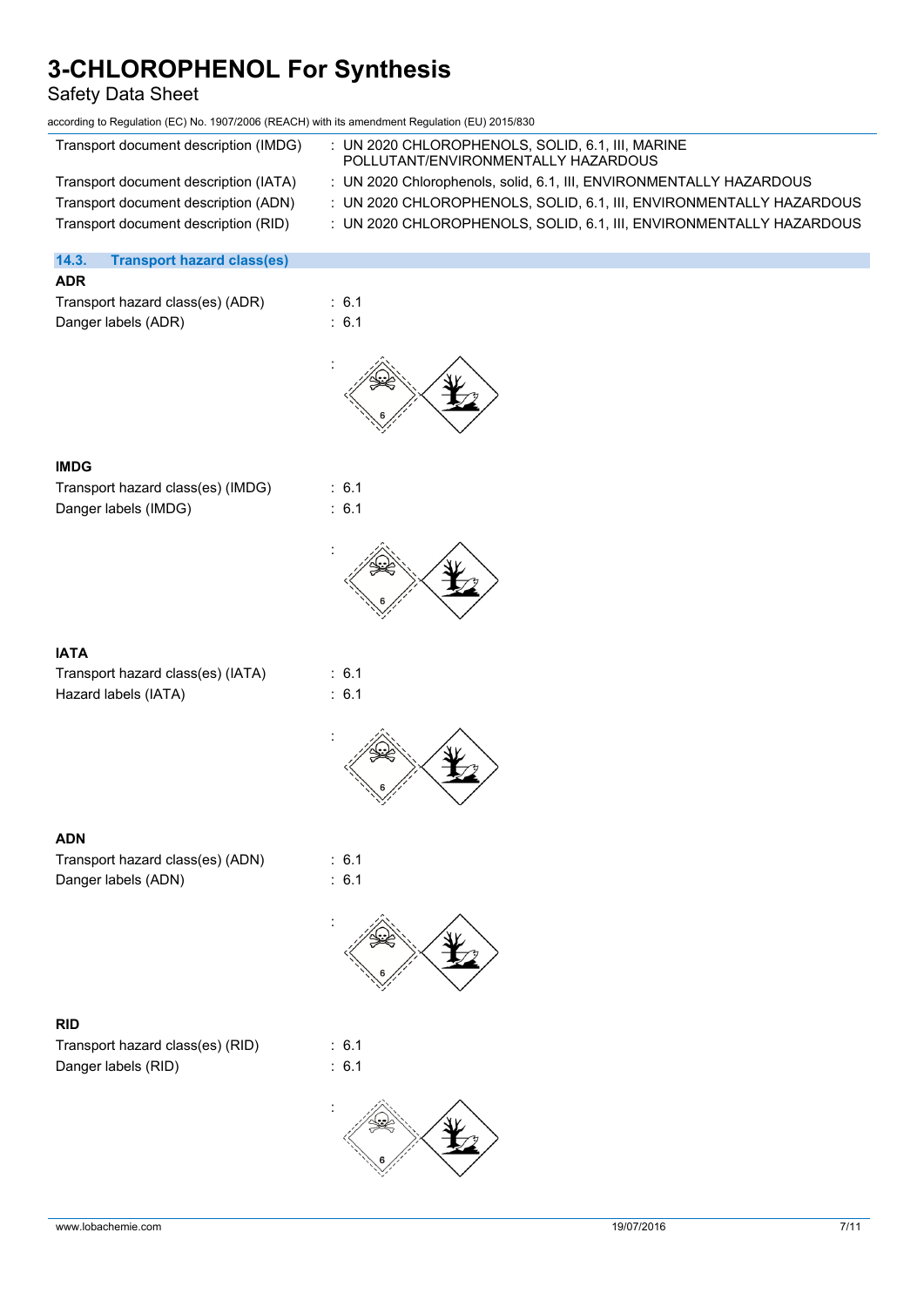Transport document description (IMDG) : UN 2020 CHLOROPHENOLS, SOLID, 6.1, III, MARINE POLLUTANT/ENVIRONMENTALLY HAZARDOUS

Transport document description (IATA) : UN 2020 Chlorophenols, solid, 6.1, III, ENVIRONMENTALLY HAZARDOUS

Transport document description (ADN) : UN 2020 CHLOROPHENOLS, SOLID, 6.1, III, ENVIRONMENTALLY HAZARDOUS

Transport document description (RID) : UN 2020 CHLOROPHENOLS, SOLID, 6.1, III, ENVIRONMENTALLY HAZARDOUS

## 14.3. Transport hazard class(es)

**ADR**

Transport hazard class(es) (ADR) : 6.1

Danger labels (ADR) : 6.1

:

**IMDG**

Transport hazard class(es) (IMDG) : 6.1

Danger labels (IMDG) : 6.1

:

**IATA**

Transport hazard class(es) (IATA) : 6.1

Hazard labels (IATA) : 6.1

:

**ADN**

Transport hazard class(es) (ADN) : 6.1

Danger labels (ADN) : 6.1

:

**RID**

Transport hazard class(es) (RID) : 6.1

Danger labels (RID) : 6.1

: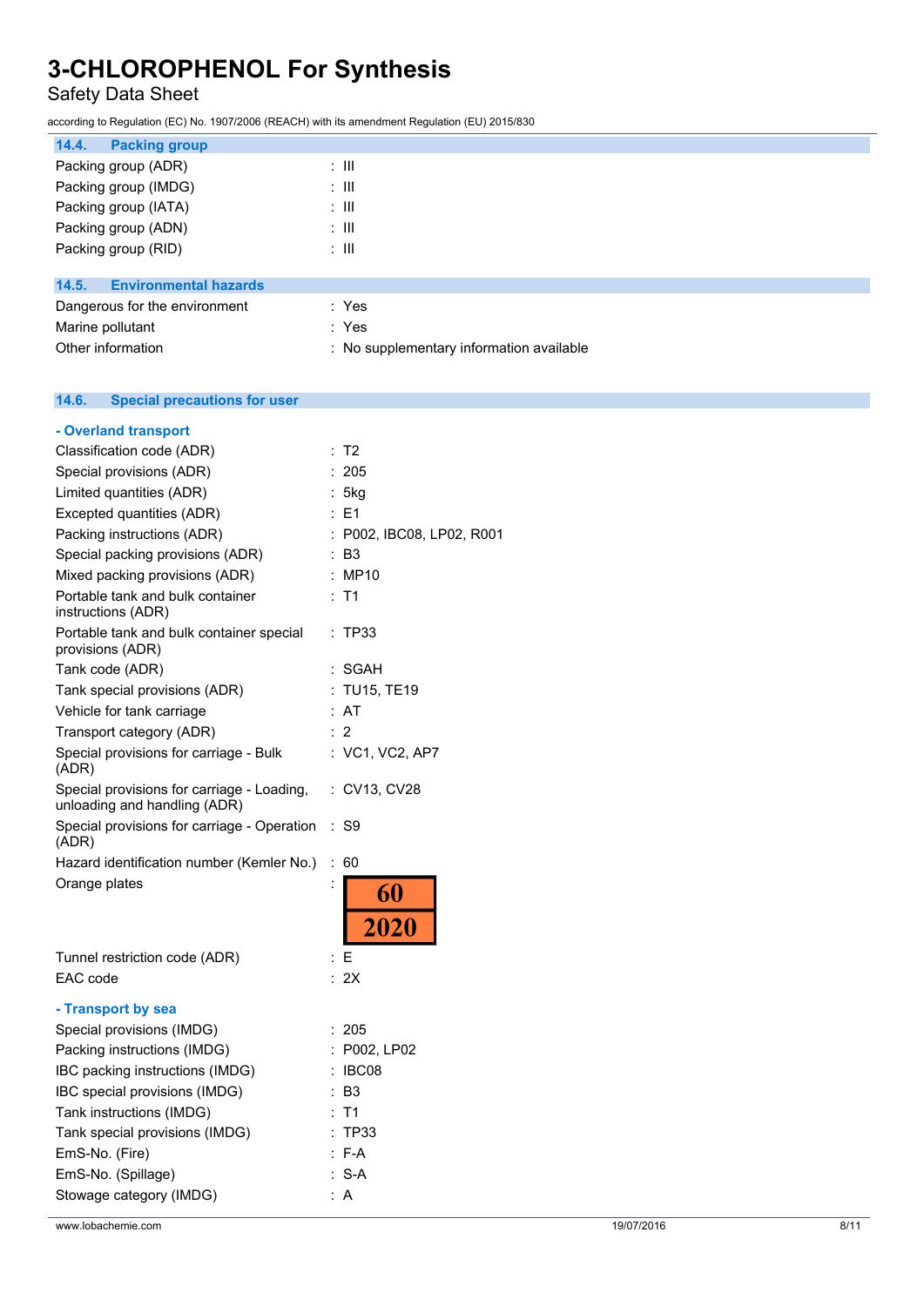### 14.4. Packing group

| | |
|---|---|
| Packing group (ADR) | : III |
| Packing group (IMDG) | : III |
| Packing group (IATA) | : III |
| Packing group (ADN) | : III |
| Packing group (RID) | : III |

### 14.5. Environmental hazards

| | |
|---|---|
| Dangerous for the environment | : Yes |
| Marine pollutant | : Yes |
| Other information | : No supplementary information available |

### 14.6. Special precautions for user

**- Overland transport**

| | |
|---|---|
| Classification code (ADR) | : T2 |
| Special provisions (ADR) | : 205 |
| Limited quantities (ADR) | : 5kg |
| Excepted quantities (ADR) | : E1 |
| Packing instructions (ADR) | : P002, IBC08, LP02, R001 |
| Special packing provisions (ADR) | : B3 |
| Mixed packing provisions (ADR) | : MP10 |
| Portable tank and bulk container instructions (ADR) | : T1 |
| Portable tank and bulk container special provisions (ADR) | : TP33 |
| Tank code (ADR) | : SGAH |
| Tank special provisions (ADR) | : TU15, TE19 |
| Vehicle for tank carriage | : AT |
| Transport category (ADR) | : 2 |
| Special provisions for carriage - Bulk (ADR) | : VC1, VC2, AP7 |
| Special provisions for carriage - Loading, unloading and handling (ADR) | : CV13, CV28 |
| Special provisions for carriage - Operation (ADR) | : S9 |
| Hazard identification number (Kemler No.) | : 60 |
| Orange plates | : 60 / 2020 |
| Tunnel restriction code (ADR) | : E |
| EAC code | : 2X |

**- Transport by sea**

| | |
|---|---|
| Special provisions (IMDG) | : 205 |
| Packing instructions (IMDG) | : P002, LP02 |
| IBC packing instructions (IMDG) | : IBC08 |
| IBC special provisions (IMDG) | : B3 |
| Tank instructions (IMDG) | : T1 |
| Tank special provisions (IMDG) | : TP33 |
| EmS-No. (Fire) | : F-A |
| EmS-No. (Spillage) | : S-A |
| Stowage category (IMDG) | : A |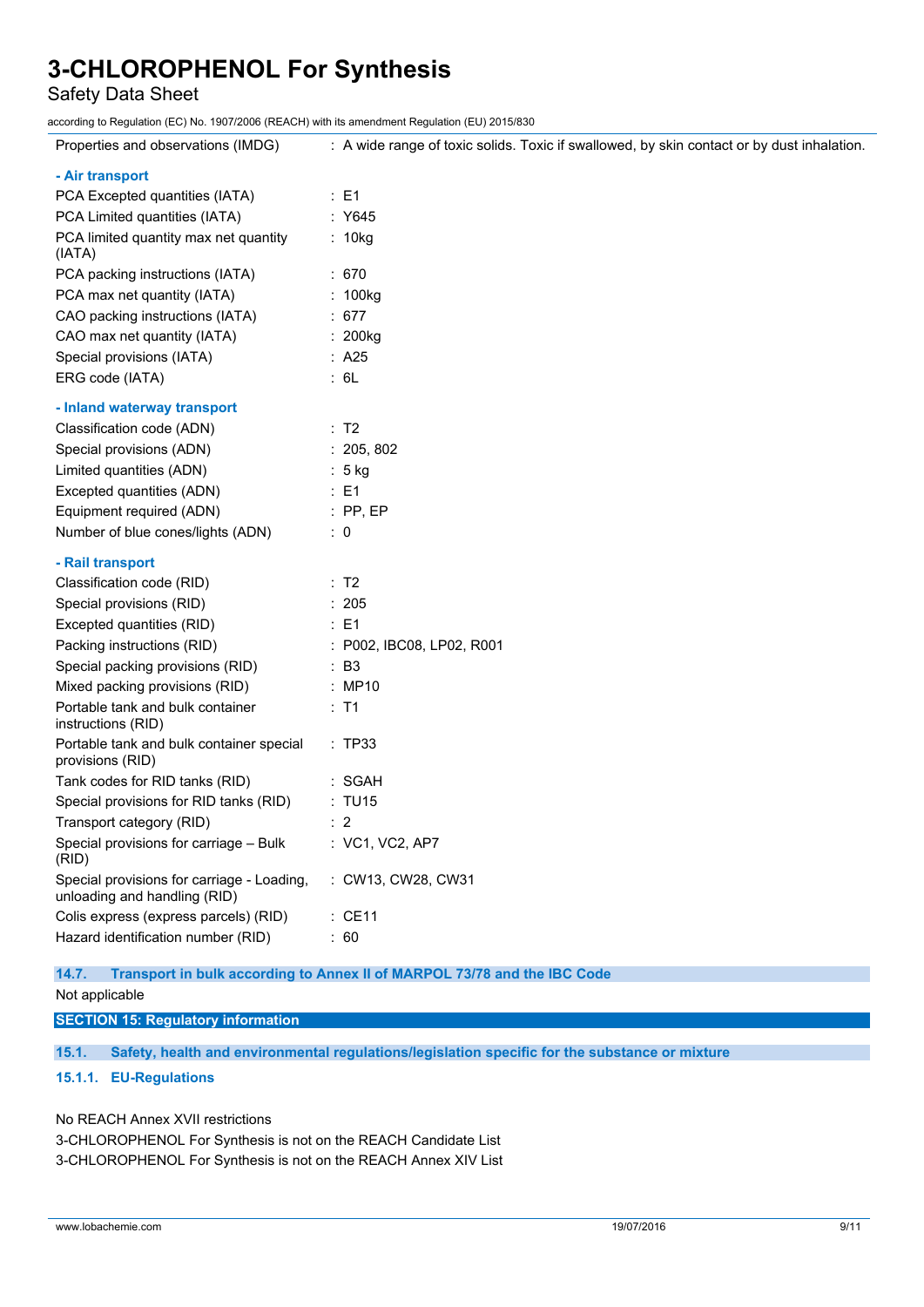| | |
|---|---|
| Properties and observations (IMDG) | : A wide range of toxic solids. Toxic if swallowed, by skin contact or by dust inhalation. |

**- Air transport**

| | |
|---|---|
| PCA Excepted quantities (IATA) | : E1 |
| PCA Limited quantities (IATA) | : Y645 |
| PCA limited quantity max net quantity (IATA) | : 10kg |
| PCA packing instructions (IATA) | : 670 |
| PCA max net quantity (IATA) | : 100kg |
| CAO packing instructions (IATA) | : 677 |
| CAO max net quantity (IATA) | : 200kg |
| Special provisions (IATA) | : A25 |
| ERG code (IATA) | : 6L |

**- Inland waterway transport**

| | |
|---|---|
| Classification code (ADN) | : T2 |
| Special provisions (ADN) | : 205, 802 |
| Limited quantities (ADN) | : 5 kg |
| Excepted quantities (ADN) | : E1 |
| Equipment required (ADN) | : PP, EP |
| Number of blue cones/lights (ADN) | : 0 |

**- Rail transport**

| | |
|---|---|
| Classification code (RID) | : T2 |
| Special provisions (RID) | : 205 |
| Excepted quantities (RID) | : E1 |
| Packing instructions (RID) | : P002, IBC08, LP02, R001 |
| Special packing provisions (RID) | : B3 |
| Mixed packing provisions (RID) | : MP10 |
| Portable tank and bulk container instructions (RID) | : T1 |
| Portable tank and bulk container special provisions (RID) | : TP33 |
| Tank codes for RID tanks (RID) | : SGAH |
| Special provisions for RID tanks (RID) | : TU15 |
| Transport category (RID) | : 2 |
| Special provisions for carriage – Bulk (RID) | : VC1, VC2, AP7 |
| Special provisions for carriage - Loading, unloading and handling (RID) | : CW13, CW28, CW31 |
| Colis express (express parcels) (RID) | : CE11 |
| Hazard identification number (RID) | : 60 |

### 14.7. Transport in bulk according to Annex II of MARPOL 73/78 and the IBC Code

Not applicable

## SECTION 15: Regulatory information

### 15.1. Safety, health and environmental regulations/legislation specific for the substance or mixture

#### 15.1.1. EU-Regulations

No REACH Annex XVII restrictions

3-CHLOROPHENOL For Synthesis is not on the REACH Candidate List

3-CHLOROPHENOL For Synthesis is not on the REACH Annex XIV List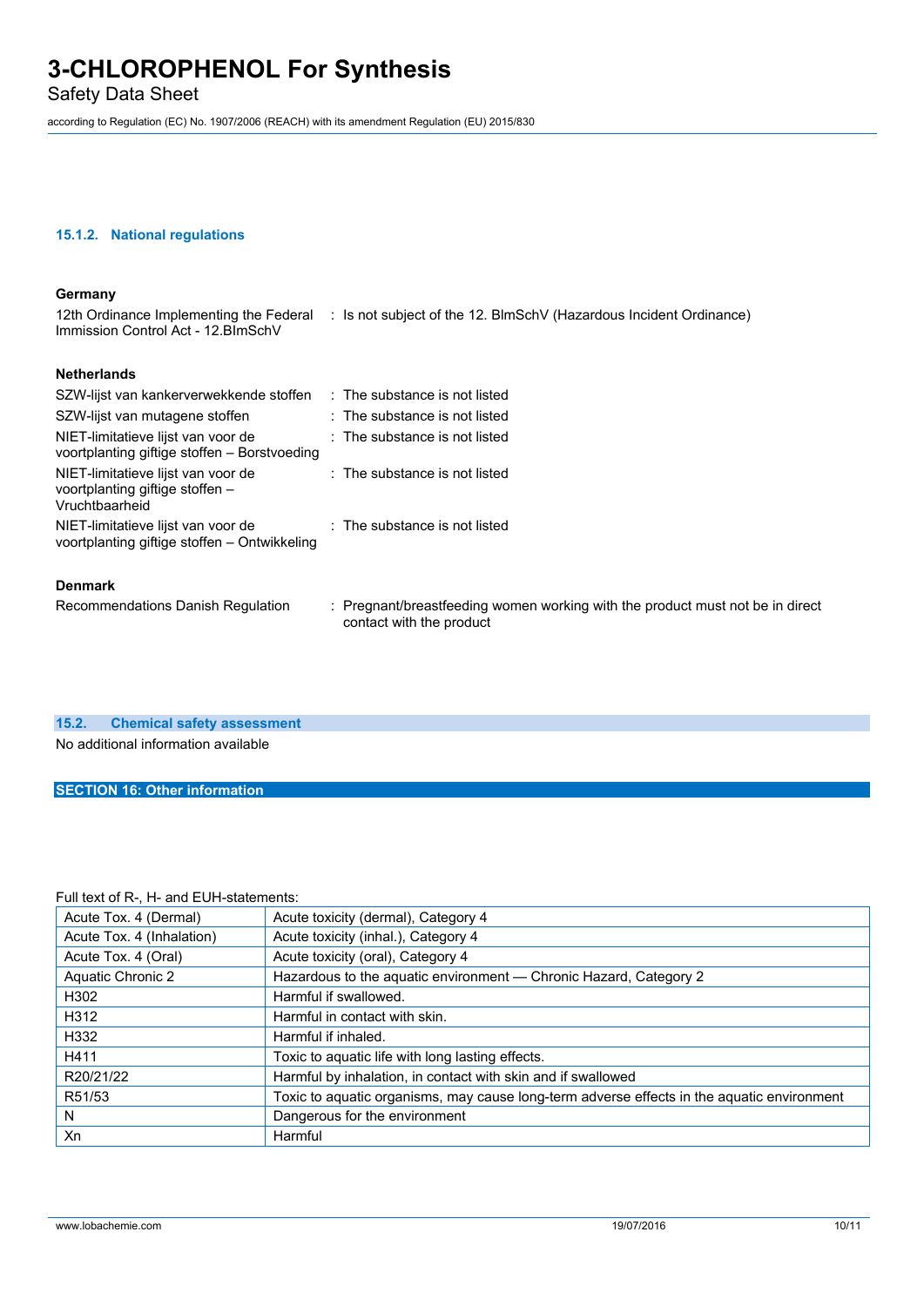#### 15.1.2. National regulations

**Germany**

| | |
|---|---|
| 12th Ordinance Implementing the Federal Immission Control Act - 12.BImSchV | : Is not subject of the 12. BlmSchV (Hazardous Incident Ordinance) |

**Netherlands**

| | |
|---|---|
| SZW-lijst van kankerverwekkende stoffen | : The substance is not listed |
| SZW-lijst van mutagene stoffen | : The substance is not listed |
| NIET-limitatieve lijst van voor de voortplanting giftige stoffen – Borstvoeding | : The substance is not listed |
| NIET-limitatieve lijst van voor de voortplanting giftige stoffen – Vruchtbaarheid | : The substance is not listed |
| NIET-limitatieve lijst van voor de voortplanting giftige stoffen – Ontwikkeling | : The substance is not listed |

**Denmark**

| | |
|---|---|
| Recommendations Danish Regulation | : Pregnant/breastfeeding women working with the product must not be in direct contact with the product |

### 15.2. Chemical safety assessment

No additional information available

## SECTION 16: Other information

Full text of R-, H- and EUH-statements:

| | |
|---|---|
| Acute Tox. 4 (Dermal) | Acute toxicity (dermal), Category 4 |
| Acute Tox. 4 (Inhalation) | Acute toxicity (inhal.), Category 4 |
| Acute Tox. 4 (Oral) | Acute toxicity (oral), Category 4 |
| Aquatic Chronic 2 | Hazardous to the aquatic environment — Chronic Hazard, Category 2 |
| H302 | Harmful if swallowed. |
| H312 | Harmful in contact with skin. |
| H332 | Harmful if inhaled. |
| H411 | Toxic to aquatic life with long lasting effects. |
| R20/21/22 | Harmful by inhalation, in contact with skin and if swallowed |
| R51/53 | Toxic to aquatic organisms, may cause long-term adverse effects in the aquatic environment |
| N | Dangerous for the environment |
| Xn | Harmful |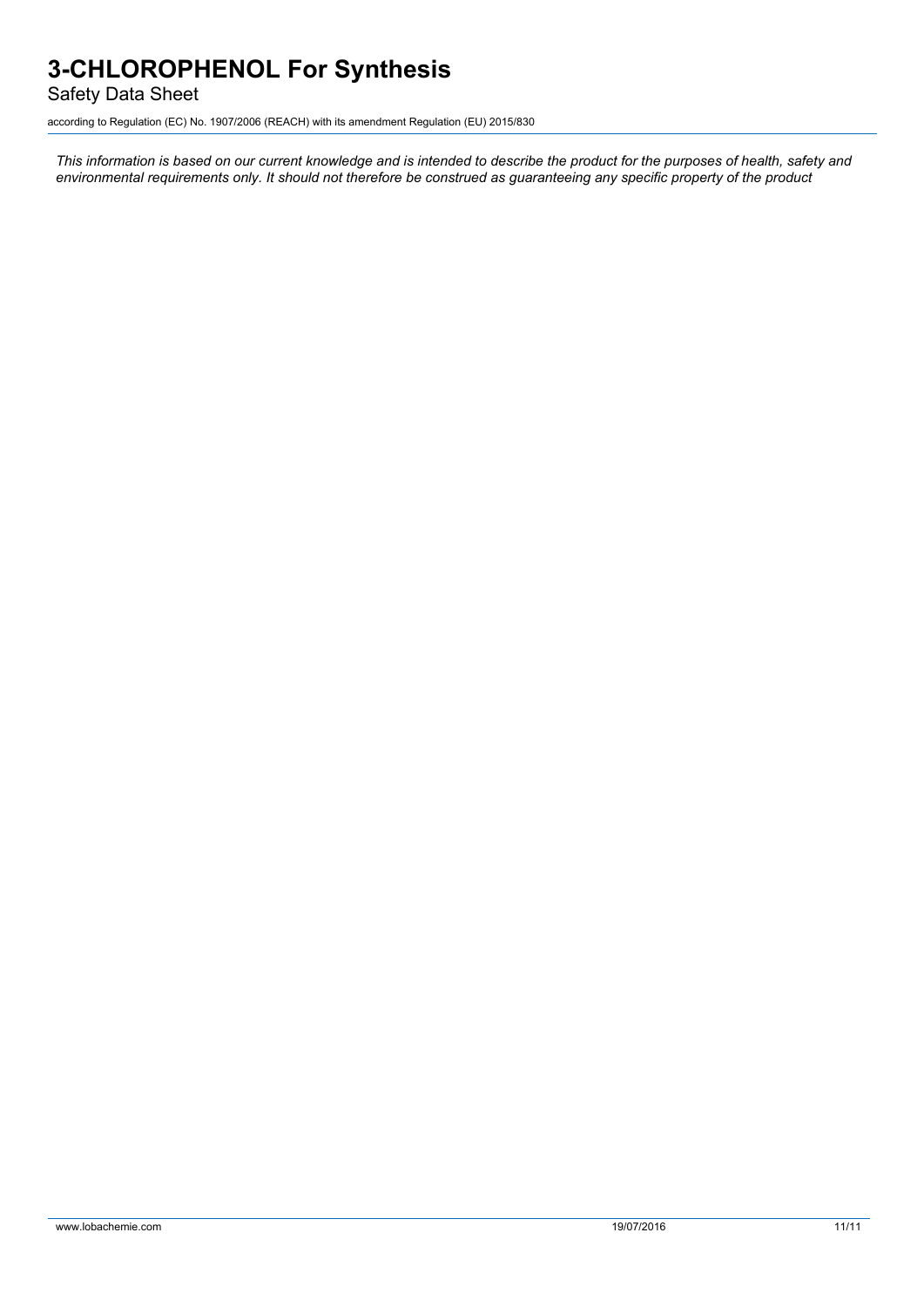*This information is based on our current knowledge and is intended to describe the product for the purposes of health, safety and environmental requirements only. It should not therefore be construed as guaranteeing any specific property of the product*